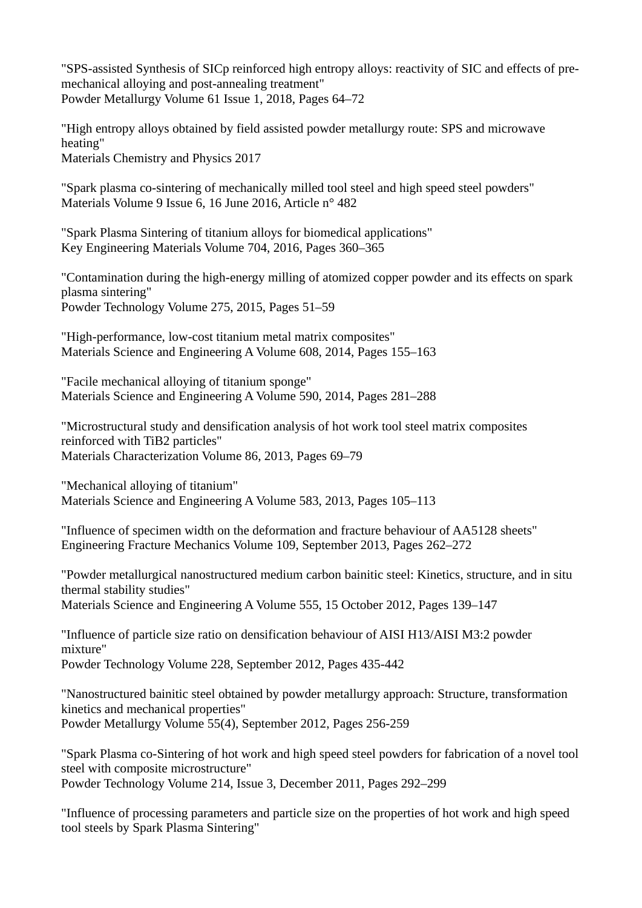"SPS-assisted Synthesis of SICp reinforced high entropy alloys: reactivity of SIC and effects of pre-mechanical alloying and post-annealing treatment"
Powder Metallurgy Volume 61 Issue 1, 2018, Pages 64–72

"High entropy alloys obtained by field assisted powder metallurgy route: SPS and microwave heating"
Materials Chemistry and Physics 2017

"Spark plasma co-sintering of mechanically milled tool steel and high speed steel powders"
Materials Volume 9 Issue 6, 16 June 2016, Article n° 482

"Spark Plasma Sintering of titanium alloys for biomedical applications"
Key Engineering Materials Volume 704, 2016, Pages 360–365

"Contamination during the high-energy milling of atomized copper powder and its effects on spark plasma sintering"
Powder Technology Volume 275, 2015, Pages 51–59

"High-performance, low-cost titanium metal matrix composites"
Materials Science and Engineering A Volume 608, 2014, Pages 155–163

"Facile mechanical alloying of titanium sponge"
Materials Science and Engineering A Volume 590, 2014, Pages 281–288

"Microstructural study and densification analysis of hot work tool steel matrix composites reinforced with $TiB_2$ particles"
Materials Characterization Volume 86, 2013, Pages 69–79

"Mechanical alloying of titanium"
Materials Science and Engineering A Volume 583, 2013, Pages 105–113

"Influence of specimen width on the deformation and fracture behaviour of AA5128 sheets"
Engineering Fracture Mechanics Volume 109, September 2013, Pages 262–272

"Powder metallurgical nanostructured medium carbon bainitic steel: Kinetics, structure, and in situ thermal stability studies"
Materials Science and Engineering A Volume 555, 15 October 2012, Pages 139–147

"Influence of particle size ratio on densification behaviour of AISI H13/AISI M3:2 powder mixture"
Powder Technology Volume 228, September 2012, Pages 435-442

"Nanostructured bainitic steel obtained by powder metallurgy approach: Structure, transformation kinetics and mechanical properties"
Powder Metallurgy Volume 55(4), September 2012, Pages 256-259

"Spark Plasma co-Sintering of hot work and high speed steel powders for fabrication of a novel tool steel with composite microstructure"
Powder Technology Volume 214, Issue 3, December 2011, Pages 292–299

"Influence of processing parameters and particle size on the properties of hot work and high speed tool steels by Spark Plasma Sintering"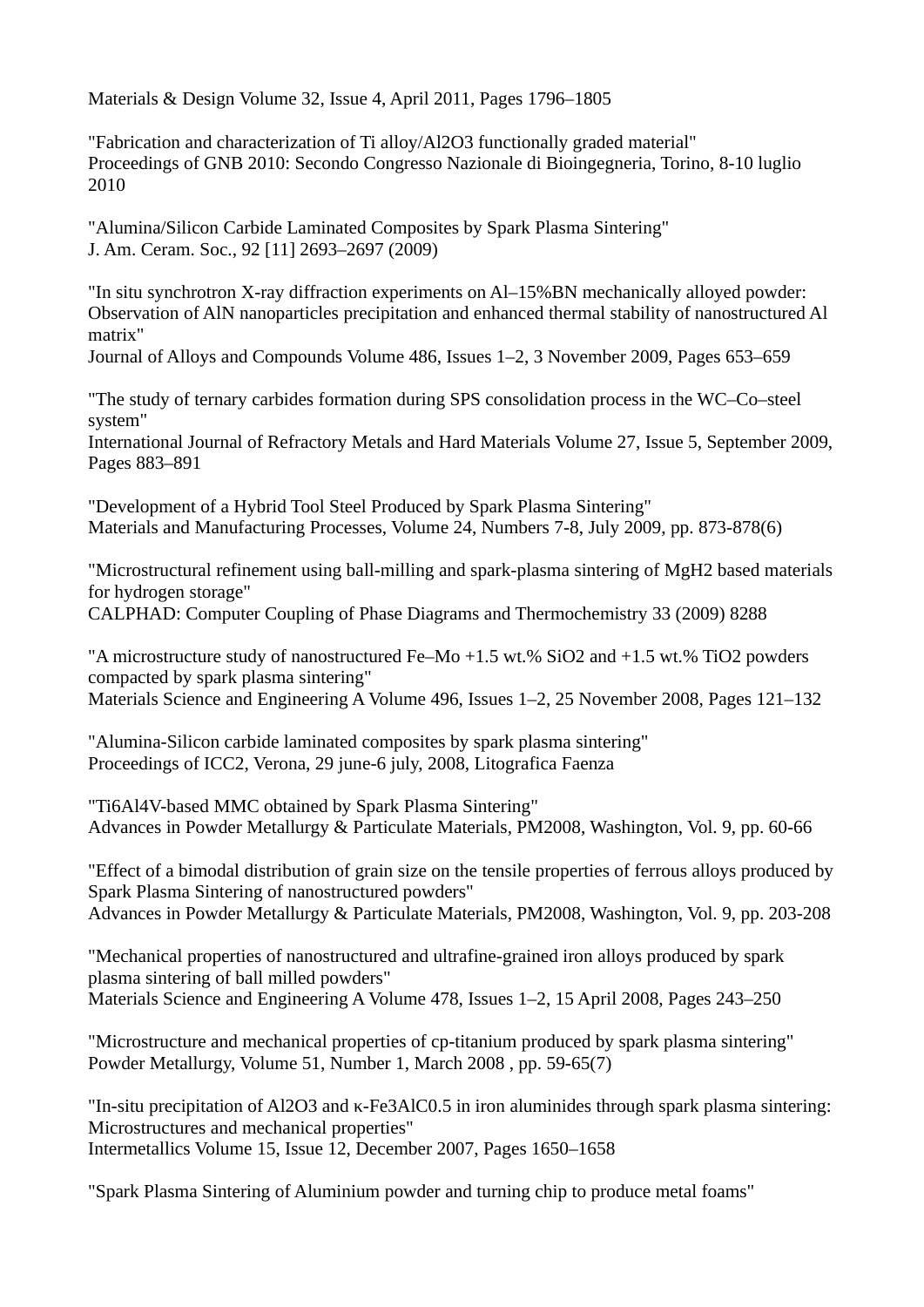Materials & Design Volume 32, Issue 4, April 2011, Pages 1796–1805

"Fabrication and characterization of Ti alloy/$Al_2O_3$ functionally graded material"
Proceedings of GNB 2010: Secondo Congresso Nazionale di Bioingegneria, Torino, 8-10 luglio 2010

"Alumina/Silicon Carbide Laminated Composites by Spark Plasma Sintering"
J. Am. Ceram. Soc., 92 [11] 2693–2697 (2009)

"In situ synchrotron X-ray diffraction experiments on Al–15%BN mechanically alloyed powder: Observation of AlN nanoparticles precipitation and enhanced thermal stability of nanostructured Al matrix"
Journal of Alloys and Compounds Volume 486, Issues 1–2, 3 November 2009, Pages 653–659

"The study of ternary carbides formation during SPS consolidation process in the WC–Co–steel system"
International Journal of Refractory Metals and Hard Materials Volume 27, Issue 5, September 2009, Pages 883–891

"Development of a Hybrid Tool Steel Produced by Spark Plasma Sintering"
Materials and Manufacturing Processes, Volume 24, Numbers 7-8, July 2009, pp. 873-878(6)

"Microstructural refinement using ball-milling and spark-plasma sintering of $MgH_2$ based materials for hydrogen storage"
CALPHAD: Computer Coupling of Phase Diagrams and Thermochemistry 33 (2009) 8288

"A microstructure study of nanostructured Fe–Mo +1.5 wt.% $SiO_2$ and +1.5 wt.% $TiO_2$ powders compacted by spark plasma sintering"
Materials Science and Engineering A Volume 496, Issues 1–2, 25 November 2008, Pages 121–132

"Alumina-Silicon carbide laminated composites by spark plasma sintering"
Proceedings of ICC2, Verona, 29 june-6 july, 2008, Litografica Faenza

"Ti6Al4V-based MMC obtained by Spark Plasma Sintering"
Advances in Powder Metallurgy & Particulate Materials, PM2008, Washington, Vol. 9, pp. 60-66

"Effect of a bimodal distribution of grain size on the tensile properties of ferrous alloys produced by Spark Plasma Sintering of nanostructured powders"
Advances in Powder Metallurgy & Particulate Materials, PM2008, Washington, Vol. 9, pp. 203-208

"Mechanical properties of nanostructured and ultrafine-grained iron alloys produced by spark plasma sintering of ball milled powders"
Materials Science and Engineering A Volume 478, Issues 1–2, 15 April 2008, Pages 243–250

"Microstructure and mechanical properties of cp-titanium produced by spark plasma sintering"
Powder Metallurgy, Volume 51, Number 1, March 2008 , pp. 59-65(7)

"In-situ precipitation of $Al_2O_3$ and κ-$Fe_3AlC_{0.5}$ in iron aluminides through spark plasma sintering: Microstructures and mechanical properties"
Intermetallics Volume 15, Issue 12, December 2007, Pages 1650–1658

"Spark Plasma Sintering of Aluminium powder and turning chip to produce metal foams"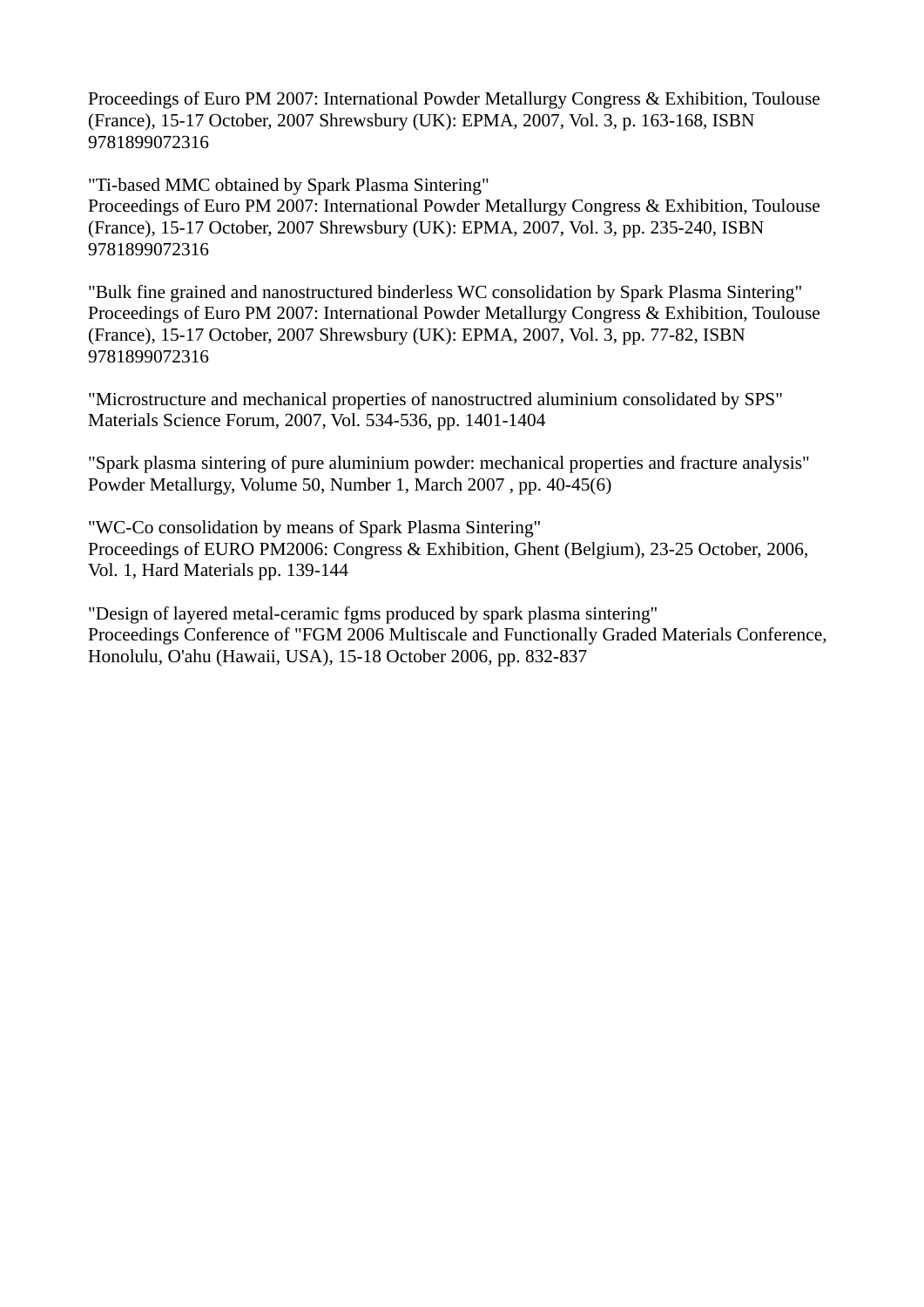Proceedings of Euro PM 2007: International Powder Metallurgy Congress & Exhibition, Toulouse (France), 15-17 October, 2007 Shrewsbury (UK): EPMA, 2007, Vol. 3, p. 163-168, ISBN 9781899072316

"Ti-based MMC obtained by Spark Plasma Sintering"
Proceedings of Euro PM 2007: International Powder Metallurgy Congress & Exhibition, Toulouse (France), 15-17 October, 2007 Shrewsbury (UK): EPMA, 2007, Vol. 3, pp. 235-240, ISBN 9781899072316

"Bulk fine grained and nanostructured binderless WC consolidation by Spark Plasma Sintering"
Proceedings of Euro PM 2007: International Powder Metallurgy Congress & Exhibition, Toulouse (France), 15-17 October, 2007 Shrewsbury (UK): EPMA, 2007, Vol. 3, pp. 77-82, ISBN 9781899072316

"Microstructure and mechanical properties of nanostructred aluminium consolidated by SPS"
Materials Science Forum, 2007, Vol. 534-536, pp. 1401-1404

"Spark plasma sintering of pure aluminium powder: mechanical properties and fracture analysis"
Powder Metallurgy, Volume 50, Number 1, March 2007 , pp. 40-45(6)

"WC-Co consolidation by means of Spark Plasma Sintering"
Proceedings of EURO PM2006: Congress & Exhibition, Ghent (Belgium), 23-25 October, 2006, Vol. 1, Hard Materials pp. 139-144

"Design of layered metal-ceramic fgms produced by spark plasma sintering"
Proceedings Conference of "FGM 2006 Multiscale and Functionally Graded Materials Conference, Honolulu, O'ahu (Hawaii, USA), 15-18 October 2006, pp. 832-837